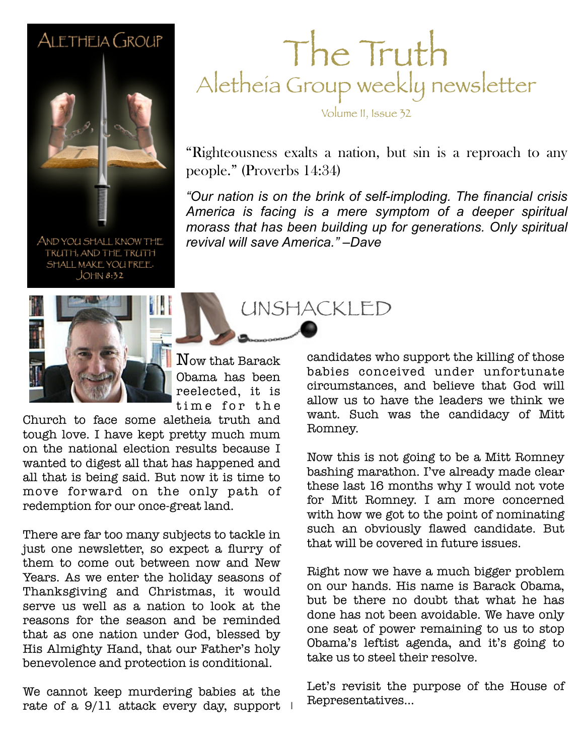ALETHEIA GROUP

AND YOU SHALL KNOW THE TRUTH, AND THE TRUTH SHALL MAKE YOU FREE. JOHN 8:32

# The Truth

## Aletheia Group weekly newsletter

Volume II, Issue 32

"Righteousness exalts a nation, but sin is a reproach to any people." (Proverbs 14:34)

*"Our nation is on the brink of self-imploding. The financial crisis America is facing is a mere symptom of a deeper spiritual morass that has been building up for generations. Only spiritual revival will save America." –Dave*

## UNSHACKLED

Now that Barack Obama has been reelected, it is time for the Church to face some aletheia truth and tough love. I have kept pretty much mum on the national election results because I wanted to digest all that has happened and all that is being said. But now it is time to move forward on the only path of redemption for our once-great land.

There are far too many subjects to tackle in just one newsletter, so expect a flurry of them to come out between now and New Years. As we enter the holiday seasons of Thanksgiving and Christmas, it would serve us well as a nation to look at the reasons for the season and be reminded that as one nation under God, blessed by His Almighty Hand, that our Father's holy benevolence and protection is conditional.

We cannot keep murdering babies at the rate of a 9/11 attack every day, support candidates who support the killing of those babies conceived under unfortunate circumstances, and believe that God will allow us to have the leaders we think we want. Such was the candidacy of Mitt Romney.

Now this is not going to be a Mitt Romney bashing marathon. I've already made clear these last 16 months why I would not vote for Mitt Romney. I am more concerned with how we got to the point of nominating such an obviously flawed candidate. But that will be covered in future issues.

Right now we have a much bigger problem on our hands. His name is Barack Obama, but be there no doubt that what he has done has not been avoidable. We have only one seat of power remaining to us to stop Obama's leftist agenda, and it's going to take us to steel their resolve.

Let's revisit the purpose of the House of Representatives...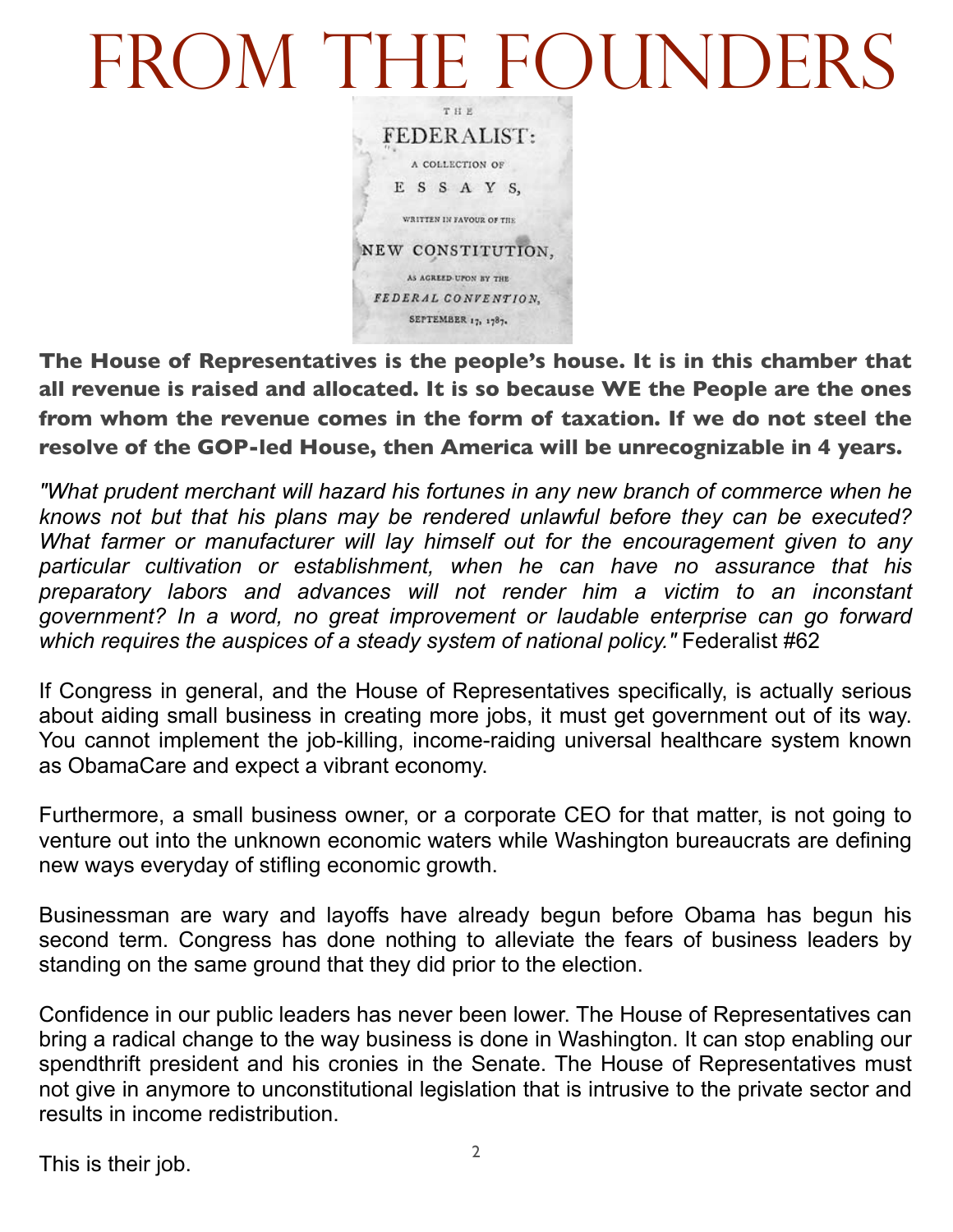# From the Founders

**The House of Representatives is the people's house. It is in this chamber that all revenue is raised and allocated. It is so because WE the People are the ones from whom the revenue comes in the form of taxation. If we do not steel the resolve of the GOP-led House, then America will be unrecognizable in 4 years.**

*"What prudent merchant will hazard his fortunes in any new branch of commerce when he knows not but that his plans may be rendered unlawful before they can be executed? What farmer or manufacturer will lay himself out for the encouragement given to any particular cultivation or establishment, when he can have no assurance that his preparatory labors and advances will not render him a victim to an inconstant government? In a word, no great improvement or laudable enterprise can go forward which requires the auspices of a steady system of national policy."* Federalist #62

If Congress in general, and the House of Representatives specifically, is actually serious about aiding small business in creating more jobs, it must get government out of its way. You cannot implement the job-killing, income-raiding universal healthcare system known as ObamaCare and expect a vibrant economy.

Furthermore, a small business owner, or a corporate CEO for that matter, is not going to venture out into the unknown economic waters while Washington bureaucrats are defining new ways everyday of stifling economic growth.

Businessman are wary and layoffs have already begun before Obama has begun his second term. Congress has done nothing to alleviate the fears of business leaders by standing on the same ground that they did prior to the election.

Confidence in our public leaders has never been lower. The House of Representatives can bring a radical change to the way business is done in Washington. It can stop enabling our spendthrift president and his cronies in the Senate. The House of Representatives must not give in anymore to unconstitutional legislation that is intrusive to the private sector and results in income redistribution.

This is their job.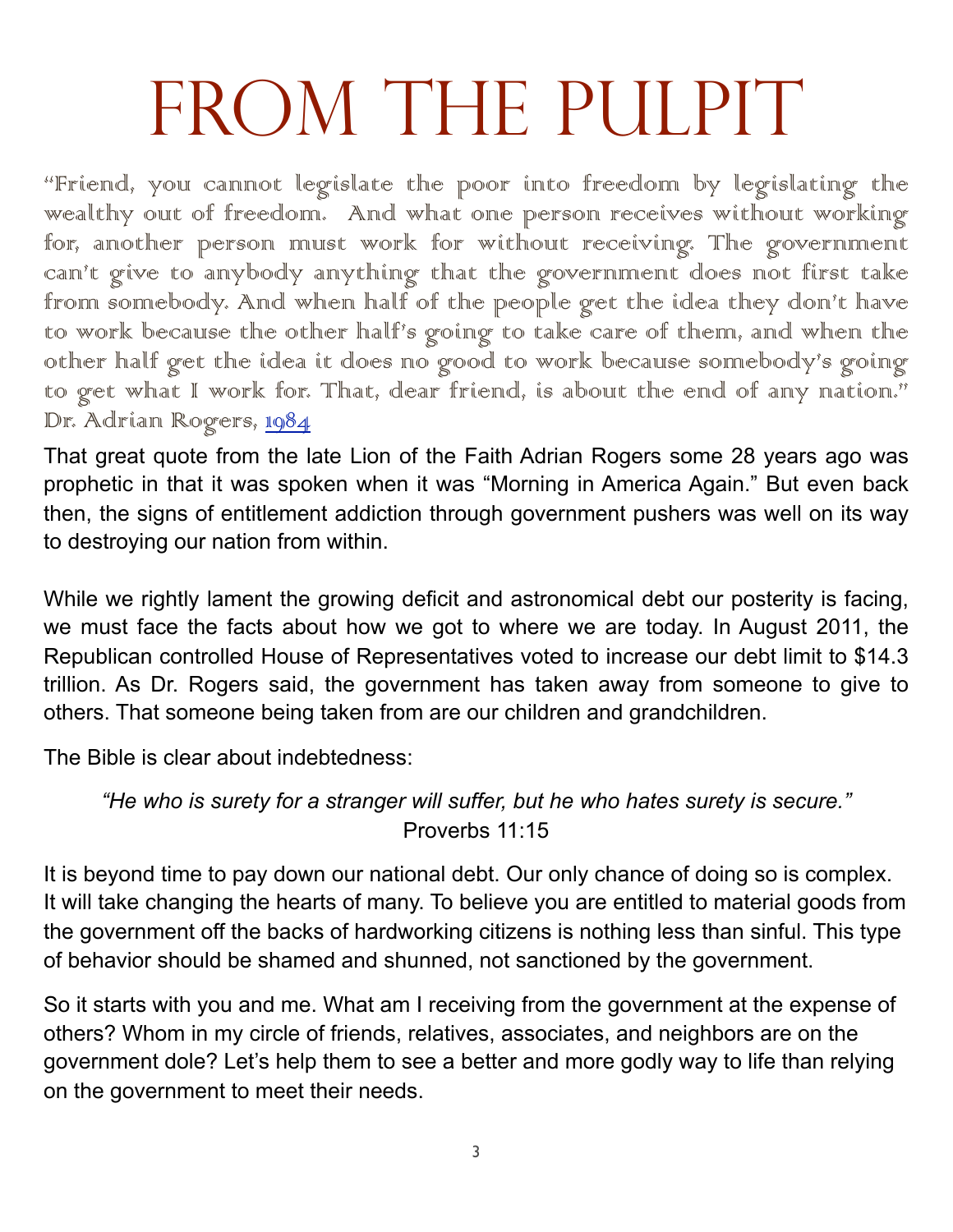# FROM THE PULPIT

"Friend, you cannot legislate the poor into freedom by legislating the wealthy out of freedom. And what one person receives without working for, another person must work for without receiving. The government can't give to anybody anything that the government does not first take from somebody. And when half of the people get the idea they don't have to work because the other half's going to take care of them, and when the other half get the idea it does no good to work because somebody's going to get what I work for. That, dear friend, is about the end of any nation." Dr. Adrian Rogers, 1984

That great quote from the late Lion of the Faith Adrian Rogers some 28 years ago was prophetic in that it was spoken when it was "Morning in America Again." But even back then, the signs of entitlement addiction through government pushers was well on its way to destroying our nation from within.

While we rightly lament the growing deficit and astronomical debt our posterity is facing, we must face the facts about how we got to where we are today. In August 2011, the Republican controlled House of Representatives voted to increase our debt limit to $14.3 trillion. As Dr. Rogers said, the government has taken away from someone to give to others. That someone being taken from are our children and grandchildren.

The Bible is clear about indebtedness:

*"He who is surety for a stranger will suffer, but he who hates surety is secure."*
Proverbs 11:15

It is beyond time to pay down our national debt. Our only chance of doing so is complex. It will take changing the hearts of many. To believe you are entitled to material goods from the government off the backs of hardworking citizens is nothing less than sinful. This type of behavior should be shamed and shunned, not sanctioned by the government.

So it starts with you and me. What am I receiving from the government at the expense of others? Whom in my circle of friends, relatives, associates, and neighbors are on the government dole? Let's help them to see a better and more godly way to life than relying on the government to meet their needs.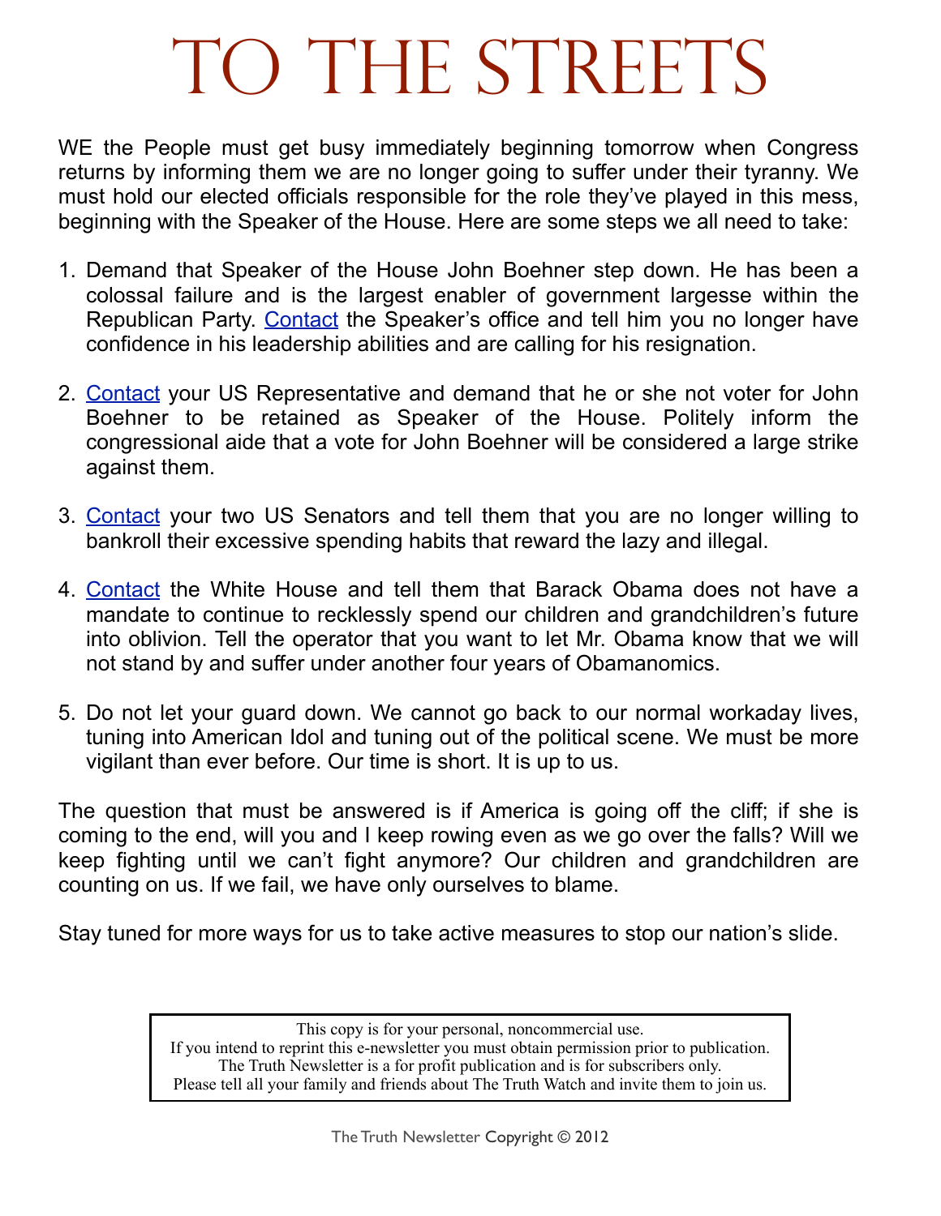# TO THE STREETS

WE the People must get busy immediately beginning tomorrow when Congress returns by informing them we are no longer going to suffer under their tyranny. We must hold our elected officials responsible for the role they've played in this mess, beginning with the Speaker of the House. Here are some steps we all need to take:

1. Demand that Speaker of the House John Boehner step down. He has been a colossal failure and is the largest enabler of government largesse within the Republican Party. Contact the Speaker's office and tell him you no longer have confidence in his leadership abilities and are calling for his resignation.

2. Contact your US Representative and demand that he or she not voter for John Boehner to be retained as Speaker of the House. Politely inform the congressional aide that a vote for John Boehner will be considered a large strike against them.

3. Contact your two US Senators and tell them that you are no longer willing to bankroll their excessive spending habits that reward the lazy and illegal.

4. Contact the White House and tell them that Barack Obama does not have a mandate to continue to recklessly spend our children and grandchildren's future into oblivion. Tell the operator that you want to let Mr. Obama know that we will not stand by and suffer under another four years of Obamanomics.

5. Do not let your guard down. We cannot go back to our normal workaday lives, tuning into American Idol and tuning out of the political scene. We must be more vigilant than ever before. Our time is short. It is up to us.

The question that must be answered is if America is going off the cliff; if she is coming to the end, will you and I keep rowing even as we go over the falls? Will we keep fighting until we can't fight anymore? Our children and grandchildren are counting on us. If we fail, we have only ourselves to blame.

Stay tuned for more ways for us to take active measures to stop our nation's slide.

This copy is for your personal, noncommercial use.
If you intend to reprint this e-newsletter you must obtain permission prior to publication.
The Truth Newsletter is a for profit publication and is for subscribers only.
Please tell all your family and friends about The Truth Watch and invite them to join us.

The Truth Newsletter Copyright © 2012